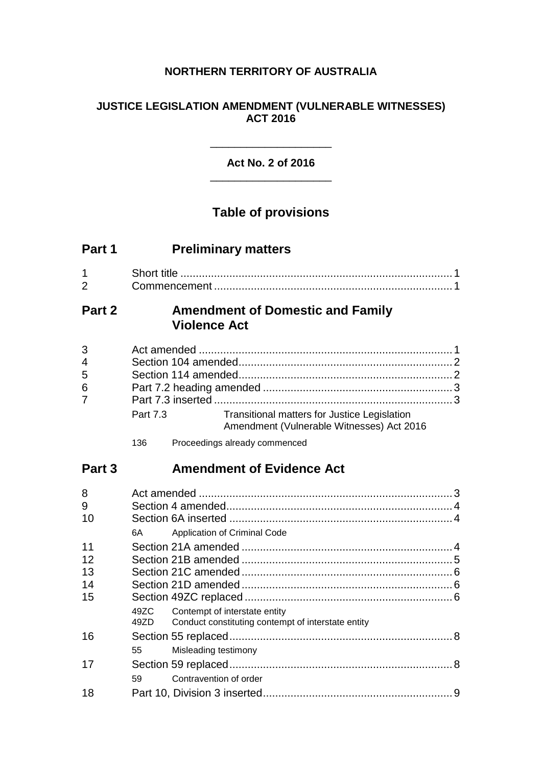**NORTHERN TERRITORY OF AUSTRALIA**

**JUSTICE LEGISLATION AMENDMENT (VULNERABLE WITNESSES) ACT 2016**

---

**Act No. 2 of 2016**

---

## Table of provisions

### Part 1 Preliminary matters

1 Short title ........ 1
2 Commencement ........ 1

### Part 2 Amendment of Domestic and Family Violence Act

3 Act amended ........ 1
4 Section 104 amended ........ 2
5 Section 114 amended ........ 2
6 Part 7.2 heading amended ........ 3
7 Part 7.3 inserted ........ 3

Part 7.3 Transitional matters for Justice Legislation Amendment (Vulnerable Witnesses) Act 2016

136 Proceedings already commenced

### Part 3 Amendment of Evidence Act

8 Act amended ........ 3
9 Section 4 amended ........ 4
10 Section 6A inserted ........ 4

6A Application of Criminal Code

11 Section 21A amended ........ 4
12 Section 21B amended ........ 5
13 Section 21C amended ........ 6
14 Section 21D amended ........ 6
15 Section 49ZC replaced ........ 6

49ZC Contempt of interstate entity
49ZD Conduct constituting contempt of interstate entity

16 Section 55 replaced ........ 8

55 Misleading testimony

17 Section 59 replaced ........ 8

59 Contravention of order

18 Part 10, Division 3 inserted ........ 9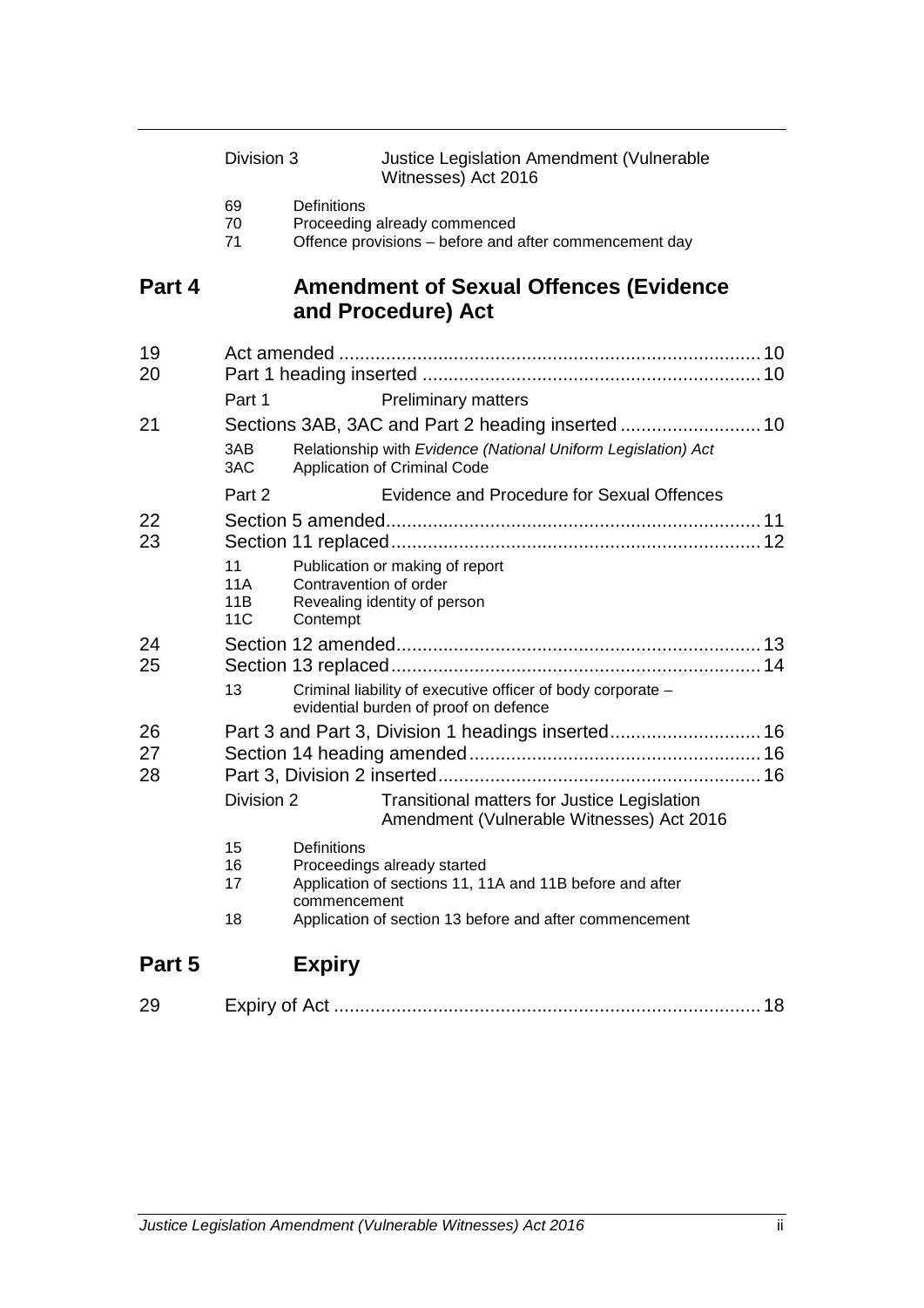Division 3 Justice Legislation Amendment (Vulnerable Witnesses) Act 2016

69 Definitions
70 Proceeding already commenced
71 Offence provisions – before and after commencement day

## Part 4 Amendment of Sexual Offences (Evidence and Procedure) Act

19 Act amended ............................................................................. 10
20 Part 1 heading inserted ............................................................. 10

Part 1 Preliminary matters

21 Sections 3AB, 3AC and Part 2 heading inserted ........................... 10

3AB Relationship with *Evidence (National Uniform Legislation) Act*
3AC Application of Criminal Code

Part 2 Evidence and Procedure for Sexual Offences

22 Section 5 amended...................................................................... 11
23 Section 11 replaced..................................................................... 12

11 Publication or making of report
11A Contravention of order
11B Revealing identity of person
11C Contempt

24 Section 12 amended.................................................................... 13
25 Section 13 replaced..................................................................... 14

13 Criminal liability of executive officer of body corporate – evidential burden of proof on defence

26 Part 3 and Part 3, Division 1 headings inserted............................ 16
27 Section 14 heading amended...................................................... 16
28 Part 3, Division 2 inserted............................................................ 16

Division 2 Transitional matters for Justice Legislation Amendment (Vulnerable Witnesses) Act 2016

15 Definitions
16 Proceedings already started
17 Application of sections 11, 11A and 11B before and after commencement
18 Application of section 13 before and after commencement

## Part 5 Expiry

29 Expiry of Act ................................................................................ 18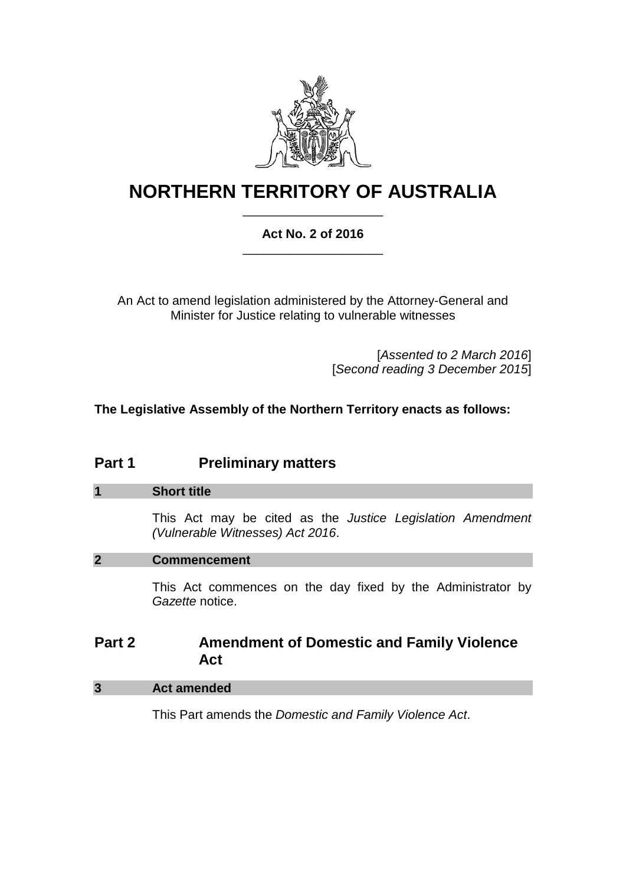# NORTHERN TERRITORY OF AUSTRALIA

**Act No. 2 of 2016**

An Act to amend legislation administered by the Attorney-General and Minister for Justice relating to vulnerable witnesses

[*Assented to 2 March 2016*]
[*Second reading 3 December 2015*]

**The Legislative Assembly of the Northern Territory enacts as follows:**

## Part 1 Preliminary matters

### 1 Short title

This Act may be cited as the *Justice Legislation Amendment (Vulnerable Witnesses) Act 2016*.

### 2 Commencement

This Act commences on the day fixed by the Administrator by *Gazette* notice.

## Part 2 Amendment of Domestic and Family Violence Act

### 3 Act amended

This Part amends the *Domestic and Family Violence Act*.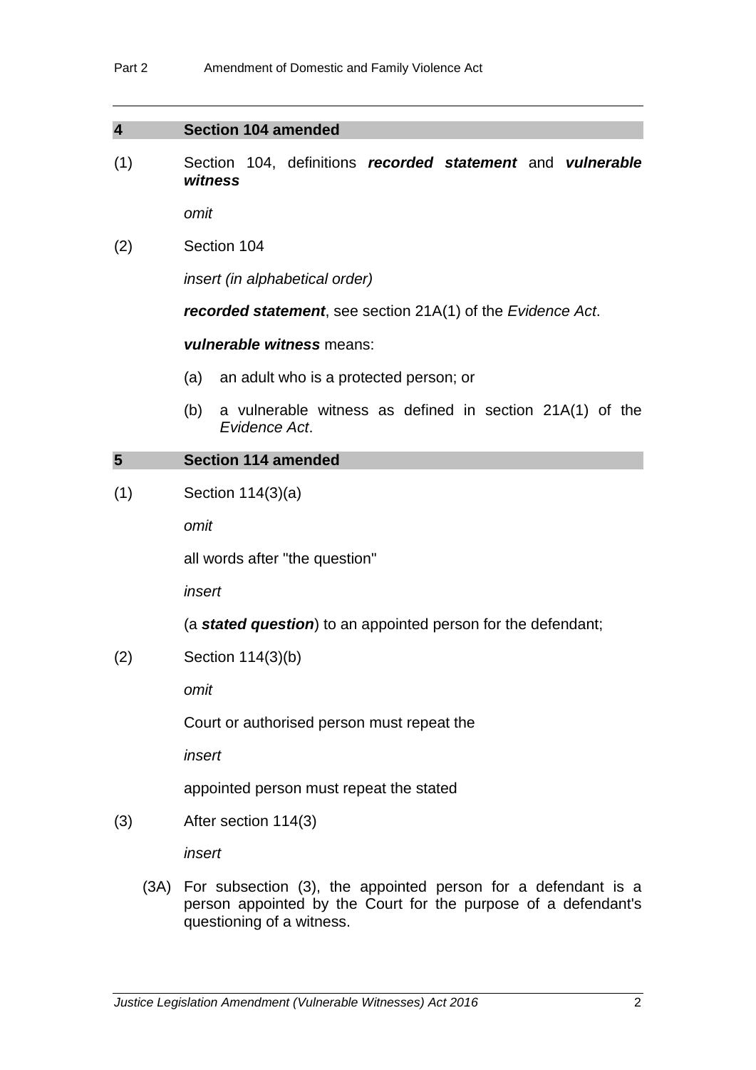### 4 Section 104 amended

(1) Section 104, definitions ***recorded statement*** and ***vulnerable witness***

*omit*

(2) Section 104

*insert (in alphabetical order)*

***recorded statement***, see section 21A(1) of the *Evidence Act*.

***vulnerable witness*** means:

(a) an adult who is a protected person; or

(b) a vulnerable witness as defined in section 21A(1) of the *Evidence Act*.

### 5 Section 114 amended

(1) Section 114(3)(a)

*omit*

all words after "the question"

*insert*

(a ***stated question***) to an appointed person for the defendant;

(2) Section 114(3)(b)

*omit*

Court or authorised person must repeat the

*insert*

appointed person must repeat the stated

(3) After section 114(3)

*insert*

(3A) For subsection (3), the appointed person for a defendant is a person appointed by the Court for the purpose of a defendant's questioning of a witness.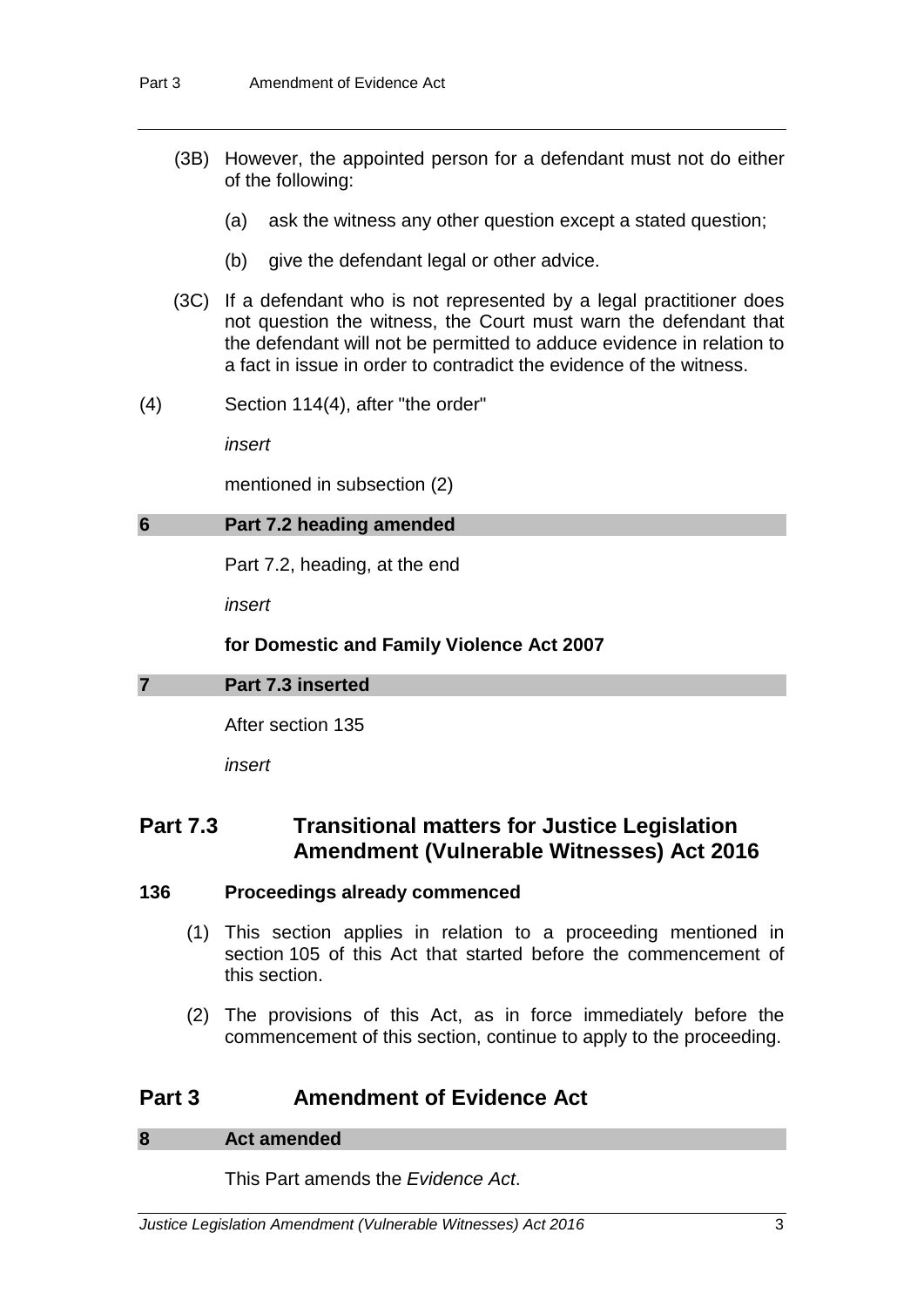(3B) However, the appointed person for a defendant must not do either of the following:

(a) ask the witness any other question except a stated question;

(b) give the defendant legal or other advice.

(3C) If a defendant who is not represented by a legal practitioner does not question the witness, the Court must warn the defendant that the defendant will not be permitted to adduce evidence in relation to a fact in issue in order to contradict the evidence of the witness.

(4) Section 114(4), after "the order"

*insert*

mentioned in subsection (2)

### 6 Part 7.2 heading amended

Part 7.2, heading, at the end

*insert*

**for Domestic and Family Violence Act 2007**

### 7 Part 7.3 inserted

After section 135

*insert*

## Part 7.3 Transitional matters for Justice Legislation Amendment (Vulnerable Witnesses) Act 2016

### 136 Proceedings already commenced

(1) This section applies in relation to a proceeding mentioned in section 105 of this Act that started before the commencement of this section.

(2) The provisions of this Act, as in force immediately before the commencement of this section, continue to apply to the proceeding.

## Part 3 Amendment of Evidence Act

### 8 Act amended

This Part amends the *Evidence Act*.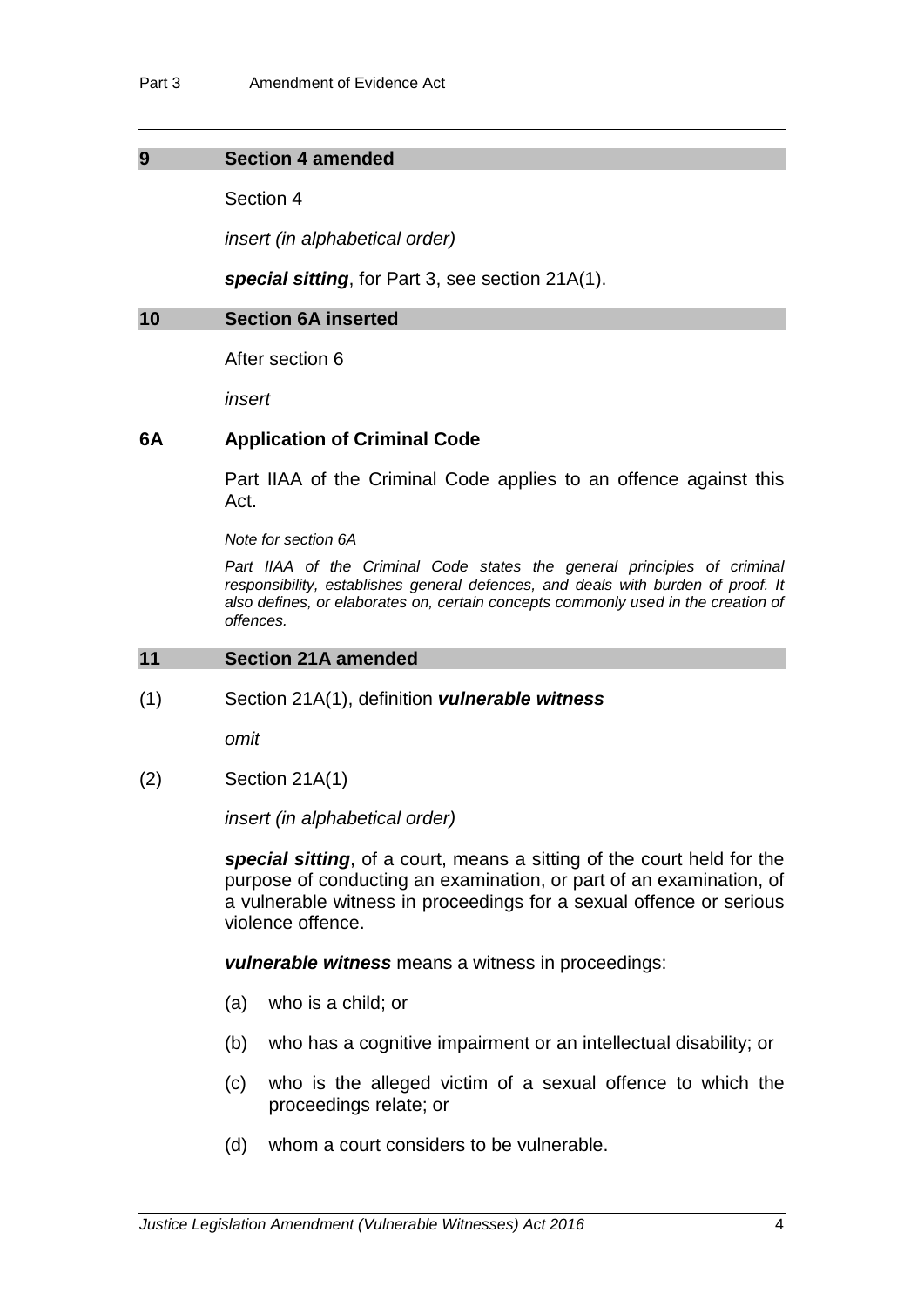## 9 Section 4 amended

Section 4

*insert (in alphabetical order)*

***special sitting***, for Part 3, see section 21A(1).

## 10 Section 6A inserted

After section 6

*insert*

### 6A Application of Criminal Code

Part IIAA of the Criminal Code applies to an offence against this Act.

*Note for section 6A*

*Part IIAA of the Criminal Code states the general principles of criminal responsibility, establishes general defences, and deals with burden of proof. It also defines, or elaborates on, certain concepts commonly used in the creation of offences.*

## 11 Section 21A amended

(1) Section 21A(1), definition ***vulnerable witness***

*omit*

(2) Section 21A(1)

*insert (in alphabetical order)*

***special sitting***, of a court, means a sitting of the court held for the purpose of conducting an examination, or part of an examination, of a vulnerable witness in proceedings for a sexual offence or serious violence offence.

***vulnerable witness*** means a witness in proceedings:

(a) who is a child; or

(b) who has a cognitive impairment or an intellectual disability; or

(c) who is the alleged victim of a sexual offence to which the proceedings relate; or

(d) whom a court considers to be vulnerable.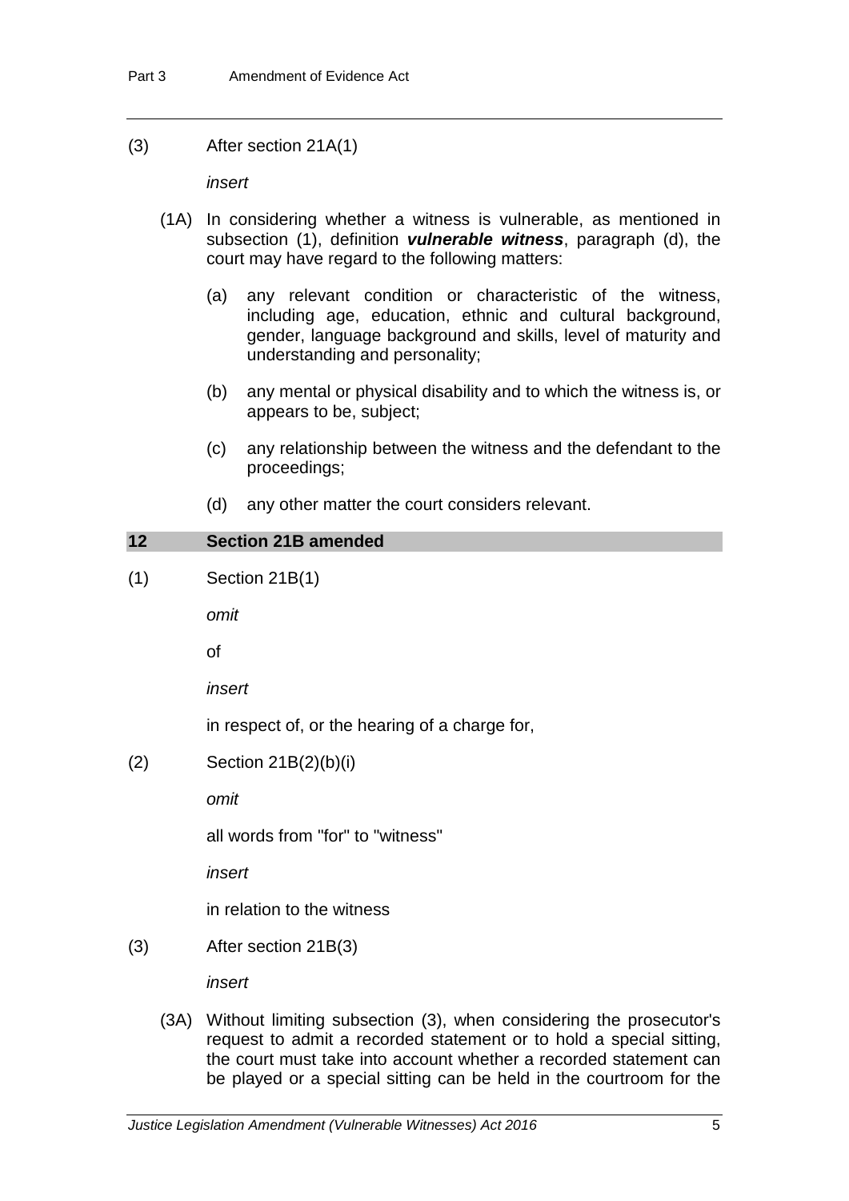(3) After section 21A(1)

*insert*

(1A) In considering whether a witness is vulnerable, as mentioned in subsection (1), definition ***vulnerable witness***, paragraph (d), the court may have regard to the following matters:

(a) any relevant condition or characteristic of the witness, including age, education, ethnic and cultural background, gender, language background and skills, level of maturity and understanding and personality;

(b) any mental or physical disability and to which the witness is, or appears to be, subject;

(c) any relationship between the witness and the defendant to the proceedings;

(d) any other matter the court considers relevant.

## 12 Section 21B amended

(1) Section 21B(1)

*omit*

of

*insert*

in respect of, or the hearing of a charge for,

(2) Section 21B(2)(b)(i)

*omit*

all words from "for" to "witness"

*insert*

in relation to the witness

(3) After section 21B(3)

*insert*

(3A) Without limiting subsection (3), when considering the prosecutor's request to admit a recorded statement or to hold a special sitting, the court must take into account whether a recorded statement can be played or a special sitting can be held in the courtroom for the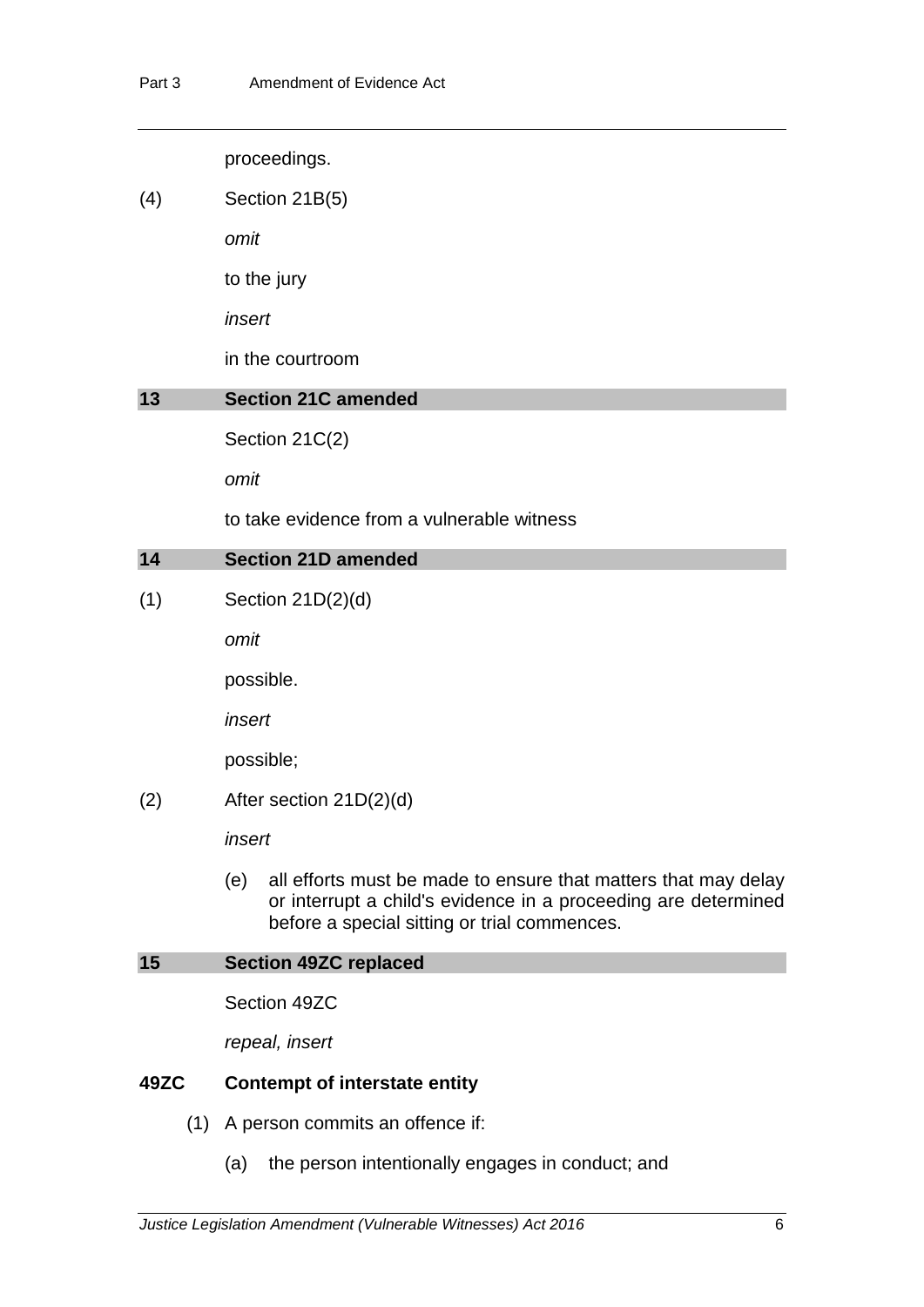proceedings.

(4) Section 21B(5)

*omit*

to the jury

*insert*

in the courtroom

### 13 Section 21C amended

Section 21C(2)

*omit*

to take evidence from a vulnerable witness

### 14 Section 21D amended

(1) Section 21D(2)(d)

*omit*

possible.

*insert*

possible;

(2) After section 21D(2)(d)

*insert*

(e) all efforts must be made to ensure that matters that may delay or interrupt a child's evidence in a proceeding are determined before a special sitting or trial commences.

### 15 Section 49ZC replaced

Section 49ZC

*repeal, insert*

**49ZC Contempt of interstate entity**

(1) A person commits an offence if:

(a) the person intentionally engages in conduct; and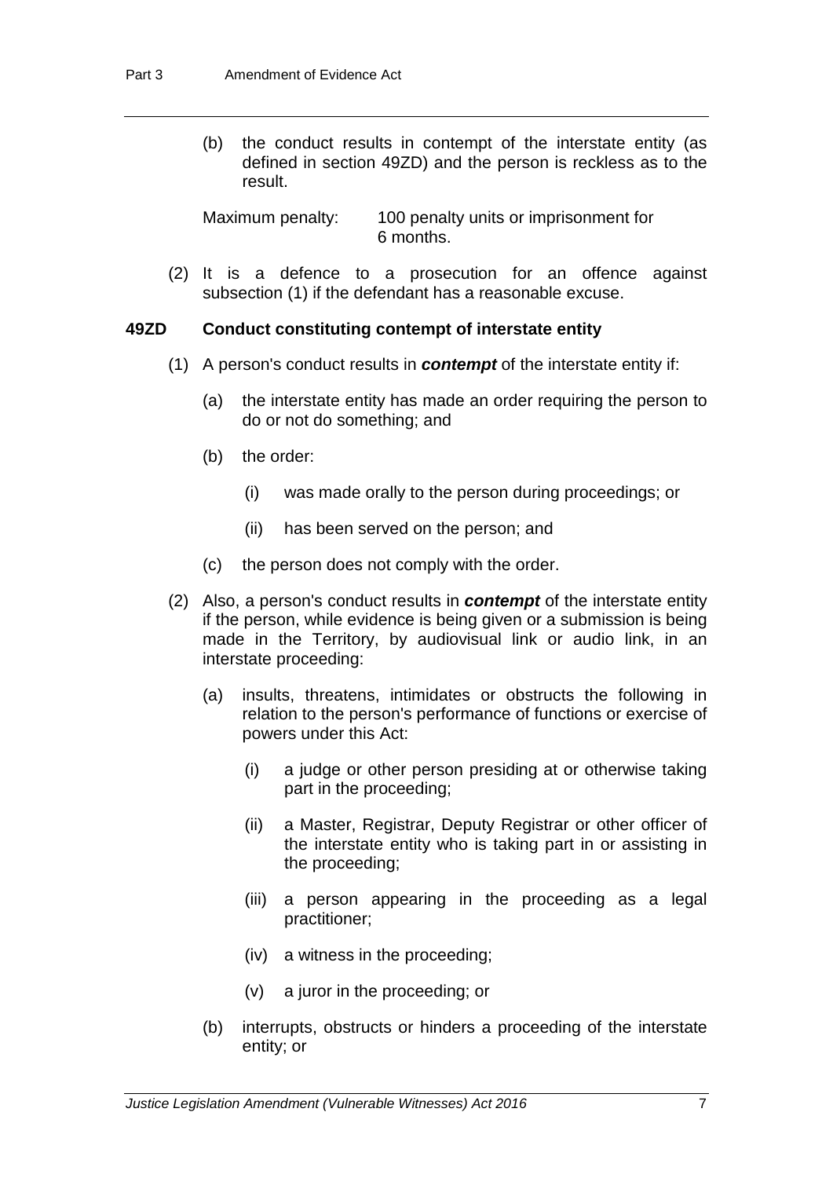(b) the conduct results in contempt of the interstate entity (as defined in section 49ZD) and the person is reckless as to the result.

Maximum penalty: 100 penalty units or imprisonment for 6 months.

(2) It is a defence to a prosecution for an offence against subsection (1) if the defendant has a reasonable excuse.

### 49ZD Conduct constituting contempt of interstate entity

(1) A person's conduct results in ***contempt*** of the interstate entity if:

(a) the interstate entity has made an order requiring the person to do or not do something; and

(b) the order:

(i) was made orally to the person during proceedings; or

(ii) has been served on the person; and

(c) the person does not comply with the order.

(2) Also, a person's conduct results in ***contempt*** of the interstate entity if the person, while evidence is being given or a submission is being made in the Territory, by audiovisual link or audio link, in an interstate proceeding:

(a) insults, threatens, intimidates or obstructs the following in relation to the person's performance of functions or exercise of powers under this Act:

(i) a judge or other person presiding at or otherwise taking part in the proceeding;

(ii) a Master, Registrar, Deputy Registrar or other officer of the interstate entity who is taking part in or assisting in the proceeding;

(iii) a person appearing in the proceeding as a legal practitioner;

(iv) a witness in the proceeding;

(v) a juror in the proceeding; or

(b) interrupts, obstructs or hinders a proceeding of the interstate entity; or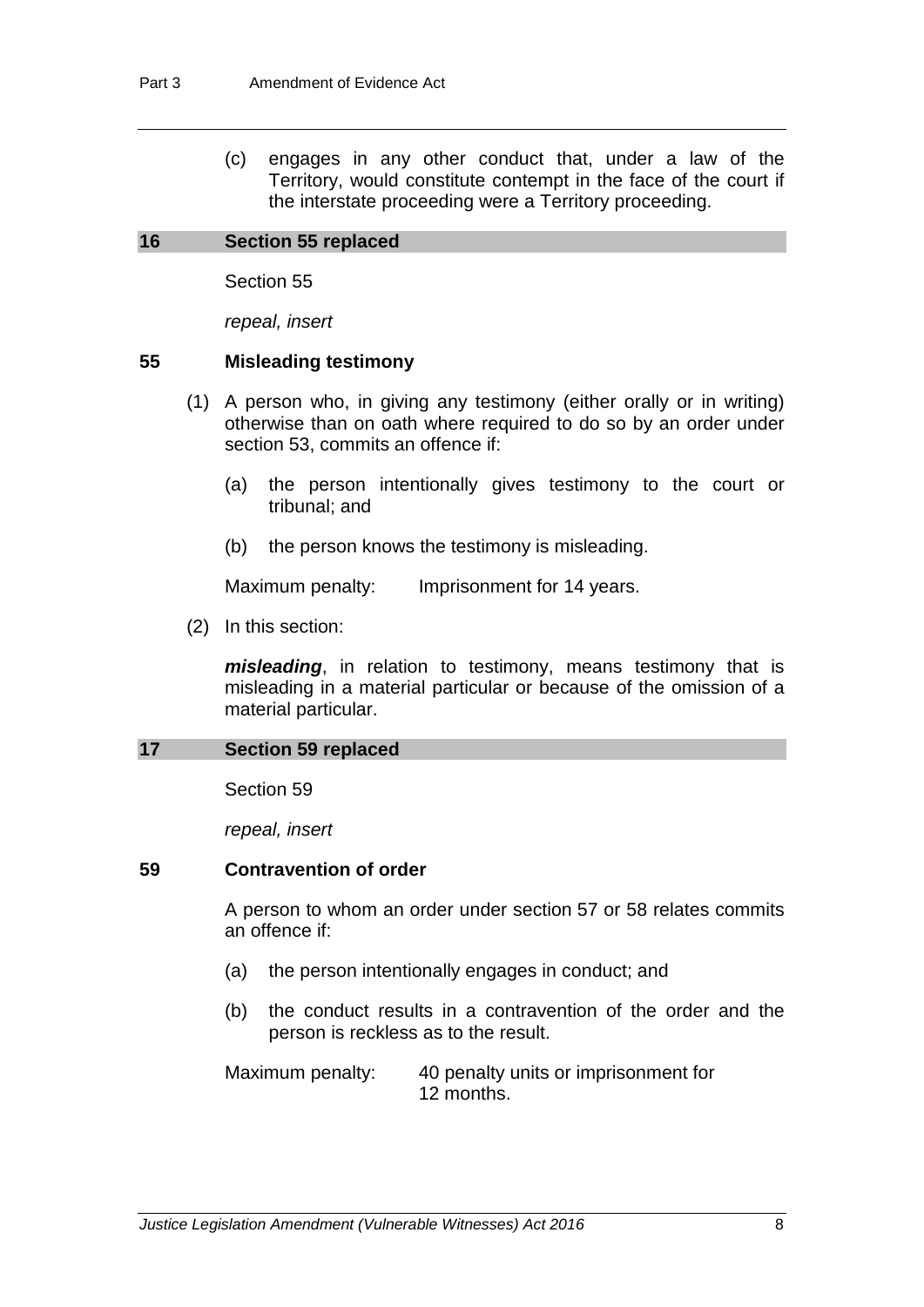(c) engages in any other conduct that, under a law of the Territory, would constitute contempt in the face of the court if the interstate proceeding were a Territory proceeding.

## 16 Section 55 replaced

Section 55

*repeal, insert*

### 55 Misleading testimony

(1) A person who, in giving any testimony (either orally or in writing) otherwise than on oath where required to do so by an order under section 53, commits an offence if:

(a) the person intentionally gives testimony to the court or tribunal; and

(b) the person knows the testimony is misleading.

Maximum penalty: Imprisonment for 14 years.

(2) In this section:

***misleading***, in relation to testimony, means testimony that is misleading in a material particular or because of the omission of a material particular.

## 17 Section 59 replaced

Section 59

*repeal, insert*

### 59 Contravention of order

A person to whom an order under section 57 or 58 relates commits an offence if:

(a) the person intentionally engages in conduct; and

(b) the conduct results in a contravention of the order and the person is reckless as to the result.

Maximum penalty: 40 penalty units or imprisonment for 12 months.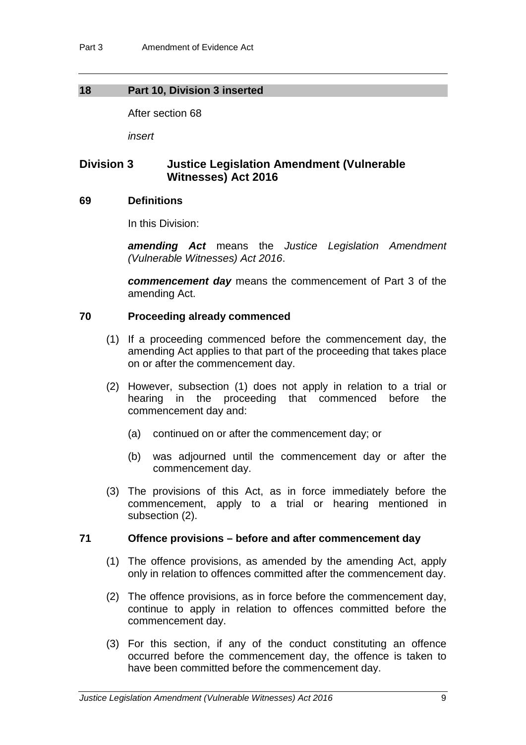## 18 Part 10, Division 3 inserted

After section 68

*insert*

## Division 3 Justice Legislation Amendment (Vulnerable Witnesses) Act 2016

### 69 Definitions

In this Division:

***amending Act*** means the *Justice Legislation Amendment (Vulnerable Witnesses) Act 2016*.

***commencement day*** means the commencement of Part 3 of the amending Act.

### 70 Proceeding already commenced

(1) If a proceeding commenced before the commencement day, the amending Act applies to that part of the proceeding that takes place on or after the commencement day.

(2) However, subsection (1) does not apply in relation to a trial or hearing in the proceeding that commenced before the commencement day and:

- (a) continued on or after the commencement day; or
- (b) was adjourned until the commencement day or after the commencement day.

(3) The provisions of this Act, as in force immediately before the commencement, apply to a trial or hearing mentioned in subsection (2).

### 71 Offence provisions – before and after commencement day

(1) The offence provisions, as amended by the amending Act, apply only in relation to offences committed after the commencement day.

(2) The offence provisions, as in force before the commencement day, continue to apply in relation to offences committed before the commencement day.

(3) For this section, if any of the conduct constituting an offence occurred before the commencement day, the offence is taken to have been committed before the commencement day.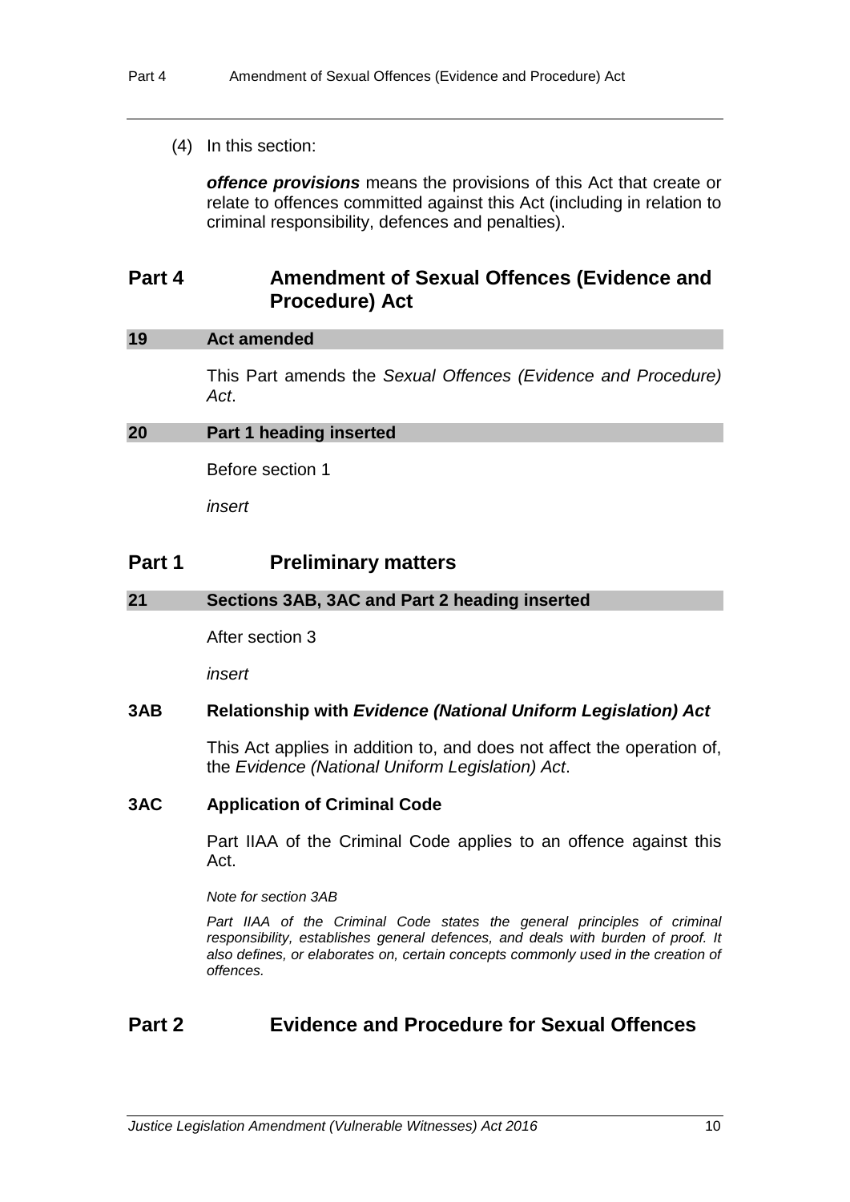(4) In this section:

***offence provisions*** means the provisions of this Act that create or relate to offences committed against this Act (including in relation to criminal responsibility, defences and penalties).

## Part 4 Amendment of Sexual Offences (Evidence and Procedure) Act

### 19 Act amended

This Part amends the *Sexual Offences (Evidence and Procedure) Act*.

### 20 Part 1 heading inserted

Before section 1

*insert*

## Part 1 Preliminary matters

### 21 Sections 3AB, 3AC and Part 2 heading inserted

After section 3

*insert*

### 3AB Relationship with *Evidence (National Uniform Legislation) Act*

This Act applies in addition to, and does not affect the operation of, the *Evidence (National Uniform Legislation) Act*.

### 3AC Application of Criminal Code

Part IIAA of the Criminal Code applies to an offence against this Act.

*Note for section 3AB*

*Part IIAA of the Criminal Code states the general principles of criminal responsibility, establishes general defences, and deals with burden of proof. It also defines, or elaborates on, certain concepts commonly used in the creation of offences.*

## Part 2 Evidence and Procedure for Sexual Offences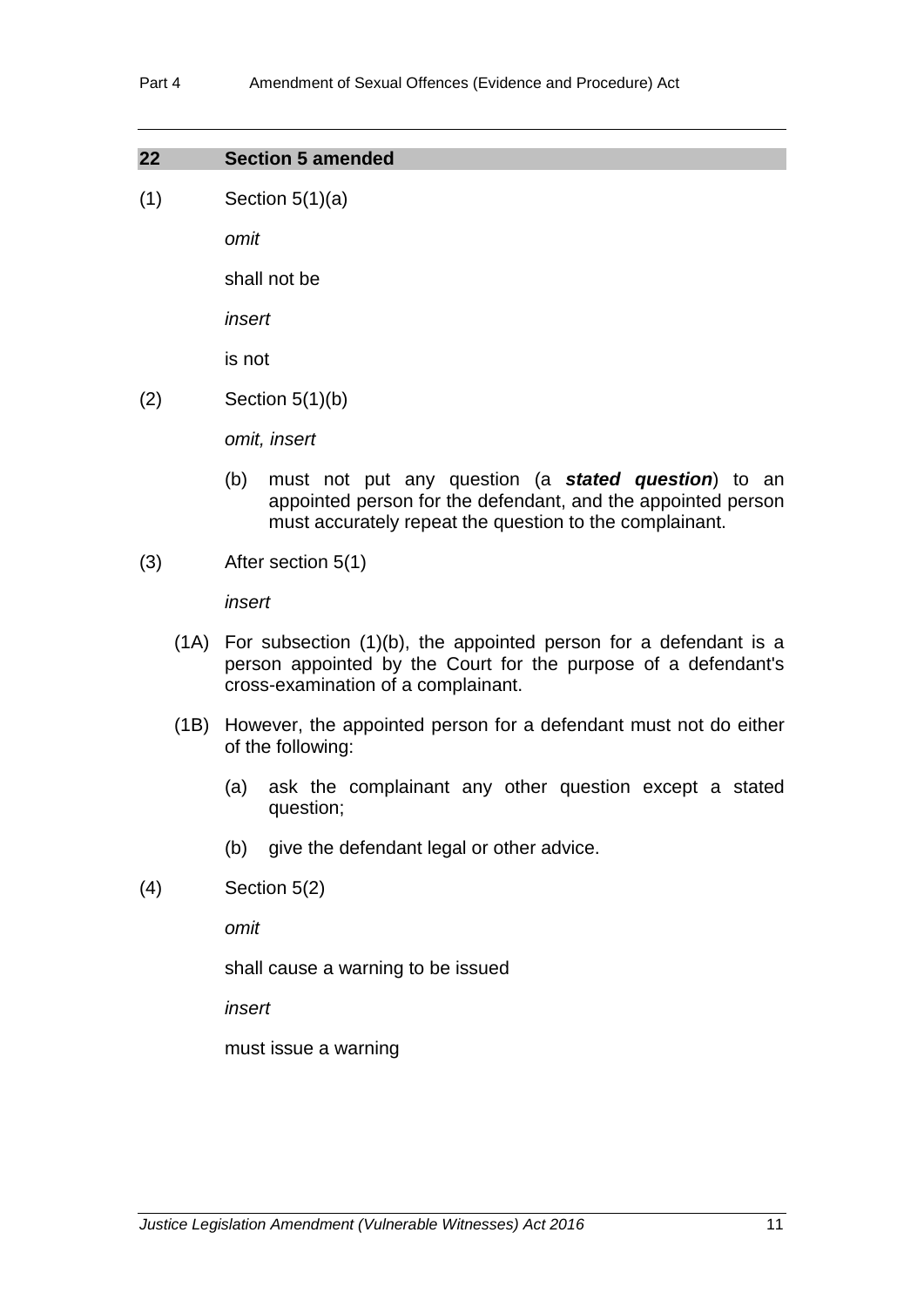## 22 Section 5 amended

(1) Section 5(1)(a)

*omit*

shall not be

*insert*

is not

(2) Section 5(1)(b)

*omit, insert*

(b) must not put any question (a ***stated question***) to an appointed person for the defendant, and the appointed person must accurately repeat the question to the complainant.

(3) After section 5(1)

*insert*

(1A) For subsection (1)(b), the appointed person for a defendant is a person appointed by the Court for the purpose of a defendant's cross-examination of a complainant.

(1B) However, the appointed person for a defendant must not do either of the following:

(a) ask the complainant any other question except a stated question;

(b) give the defendant legal or other advice.

(4) Section 5(2)

*omit*

shall cause a warning to be issued

*insert*

must issue a warning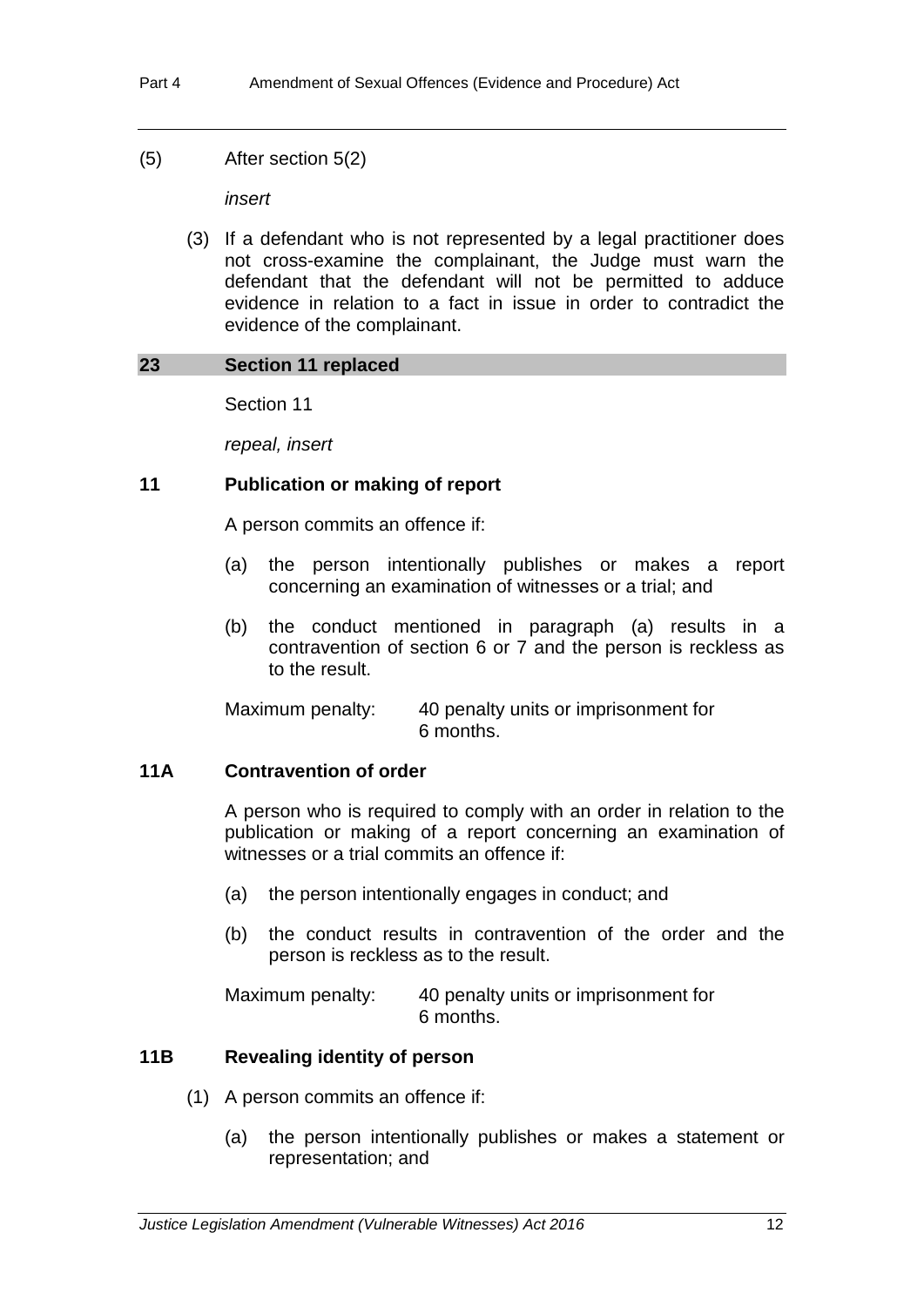(5) After section 5(2)

*insert*

(3) If a defendant who is not represented by a legal practitioner does not cross-examine the complainant, the Judge must warn the defendant that the defendant will not be permitted to adduce evidence in relation to a fact in issue in order to contradict the evidence of the complainant.

## 23 Section 11 replaced

Section 11

*repeal, insert*

### 11 Publication or making of report

A person commits an offence if:

(a) the person intentionally publishes or makes a report concerning an examination of witnesses or a trial; and

(b) the conduct mentioned in paragraph (a) results in a contravention of section 6 or 7 and the person is reckless as to the result.

Maximum penalty: 40 penalty units or imprisonment for 6 months.

### 11A Contravention of order

A person who is required to comply with an order in relation to the publication or making of a report concerning an examination of witnesses or a trial commits an offence if:

(a) the person intentionally engages in conduct; and

(b) the conduct results in contravention of the order and the person is reckless as to the result.

Maximum penalty: 40 penalty units or imprisonment for 6 months.

### 11B Revealing identity of person

(1) A person commits an offence if:

(a) the person intentionally publishes or makes a statement or representation; and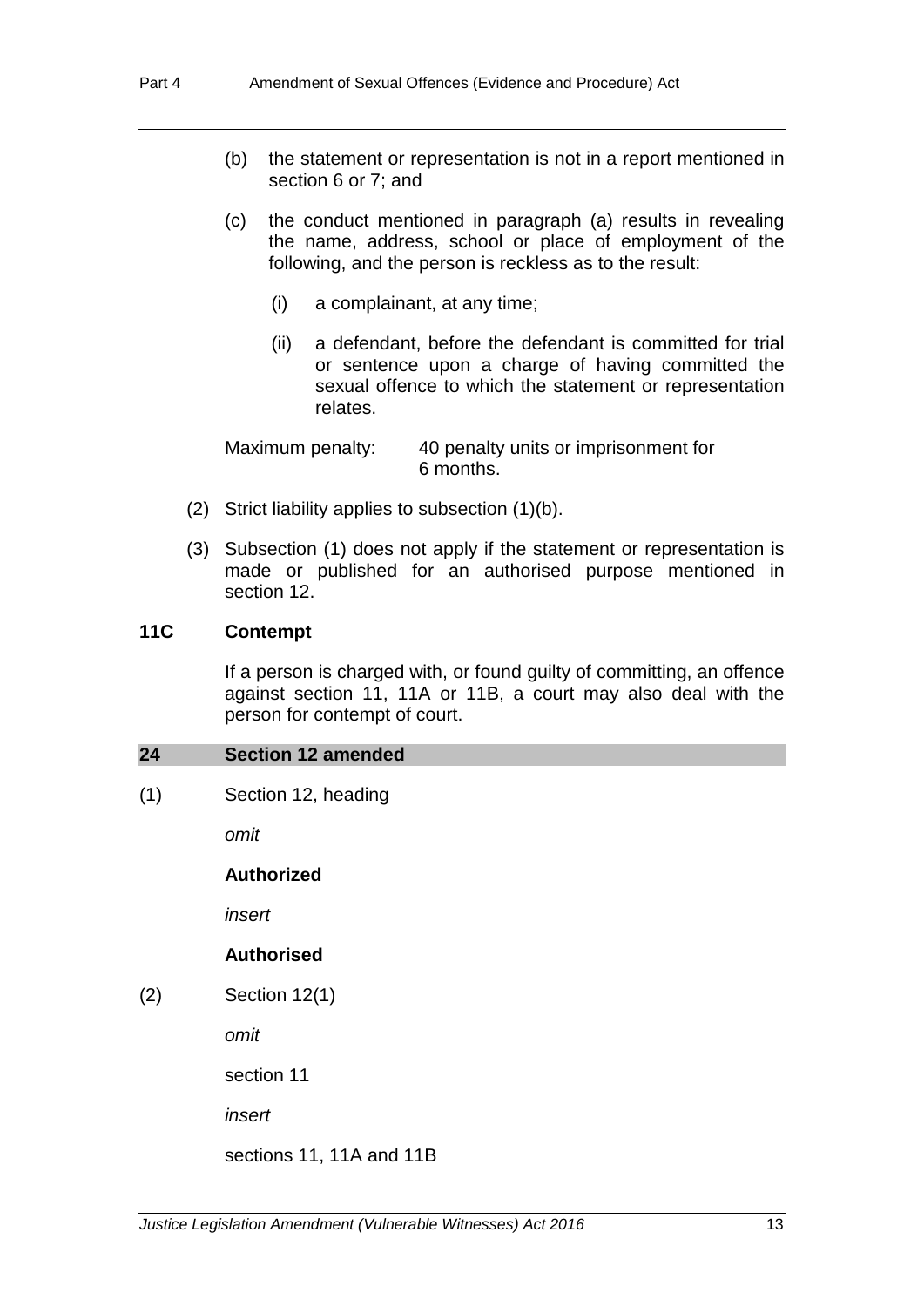(b) the statement or representation is not in a report mentioned in section 6 or 7; and

(c) the conduct mentioned in paragraph (a) results in revealing the name, address, school or place of employment of the following, and the person is reckless as to the result:

(i) a complainant, at any time;

(ii) a defendant, before the defendant is committed for trial or sentence upon a charge of having committed the sexual offence to which the statement or representation relates.

Maximum penalty: 40 penalty units or imprisonment for 6 months.

(2) Strict liability applies to subsection (1)(b).

(3) Subsection (1) does not apply if the statement or representation is made or published for an authorised purpose mentioned in section 12.

### 11C Contempt

If a person is charged with, or found guilty of committing, an offence against section 11, 11A or 11B, a court may also deal with the person for contempt of court.

## 24 Section 12 amended

(1) Section 12, heading

*omit*

**Authorized**

*insert*

**Authorised**

(2) Section 12(1)

*omit*

section 11

*insert*

sections 11, 11A and 11B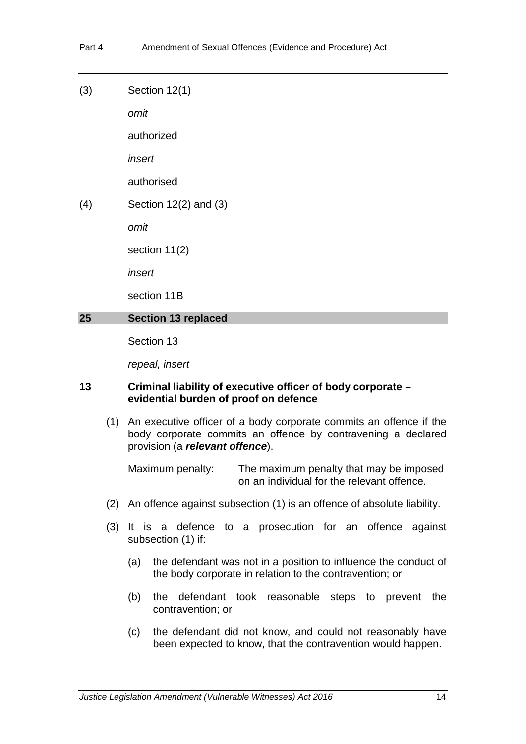(3) Section 12(1)

*omit*

authorized

*insert*

authorised

(4) Section 12(2) and (3)

*omit*

section 11(2)

*insert*

section 11B

## 25 Section 13 replaced

Section 13

*repeal, insert*

### 13 Criminal liability of executive officer of body corporate – evidential burden of proof on defence

(1) An executive officer of a body corporate commits an offence if the body corporate commits an offence by contravening a declared provision (a ***relevant offence***).

Maximum penalty: The maximum penalty that may be imposed on an individual for the relevant offence.

(2) An offence against subsection (1) is an offence of absolute liability.

(3) It is a defence to a prosecution for an offence against subsection (1) if:

(a) the defendant was not in a position to influence the conduct of the body corporate in relation to the contravention; or

(b) the defendant took reasonable steps to prevent the contravention; or

(c) the defendant did not know, and could not reasonably have been expected to know, that the contravention would happen.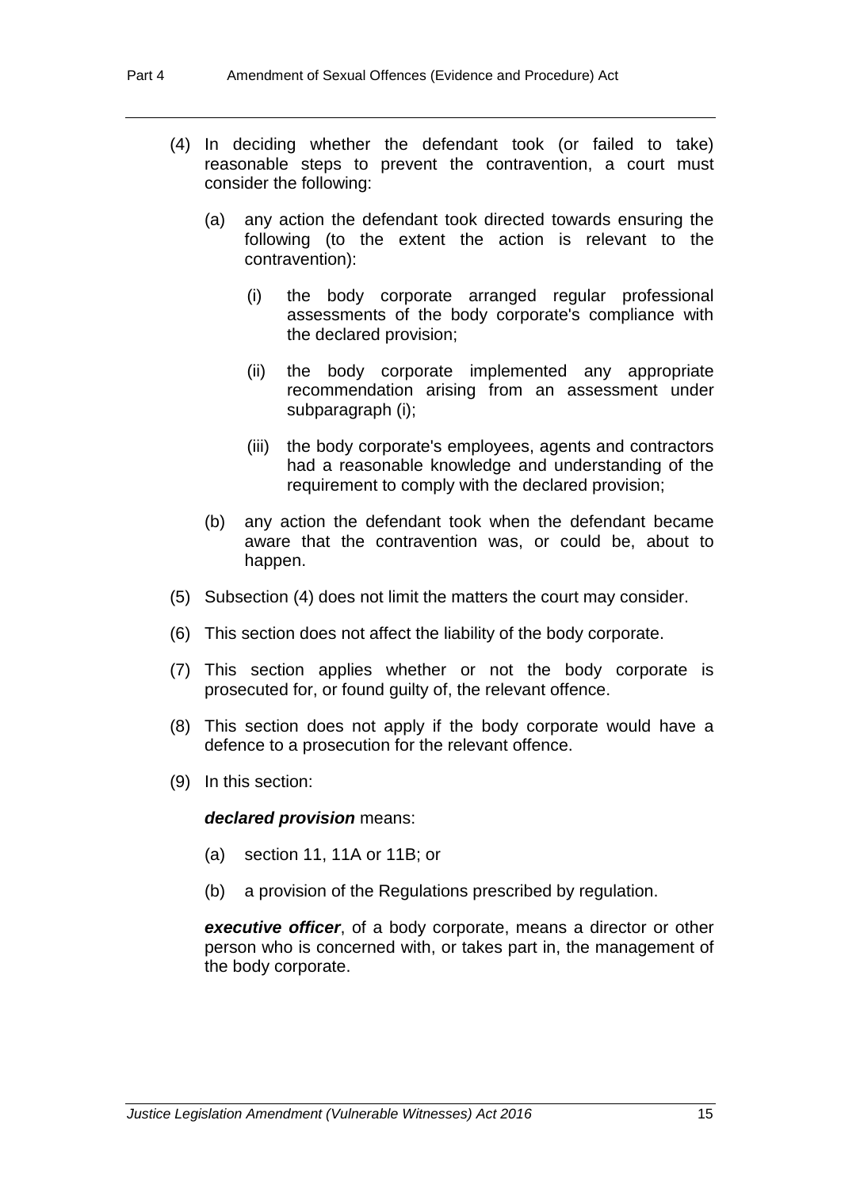(4) In deciding whether the defendant took (or failed to take) reasonable steps to prevent the contravention, a court must consider the following:

  (a) any action the defendant took directed towards ensuring the following (to the extent the action is relevant to the contravention):

    (i) the body corporate arranged regular professional assessments of the body corporate's compliance with the declared provision;

    (ii) the body corporate implemented any appropriate recommendation arising from an assessment under subparagraph (i);

    (iii) the body corporate's employees, agents and contractors had a reasonable knowledge and understanding of the requirement to comply with the declared provision;

  (b) any action the defendant took when the defendant became aware that the contravention was, or could be, about to happen.

(5) Subsection (4) does not limit the matters the court may consider.

(6) This section does not affect the liability of the body corporate.

(7) This section applies whether or not the body corporate is prosecuted for, or found guilty of, the relevant offence.

(8) This section does not apply if the body corporate would have a defence to a prosecution for the relevant offence.

(9) In this section:

***declared provision*** means:

  (a) section 11, 11A or 11B; or

  (b) a provision of the Regulations prescribed by regulation.

***executive officer***, of a body corporate, means a director or other person who is concerned with, or takes part in, the management of the body corporate.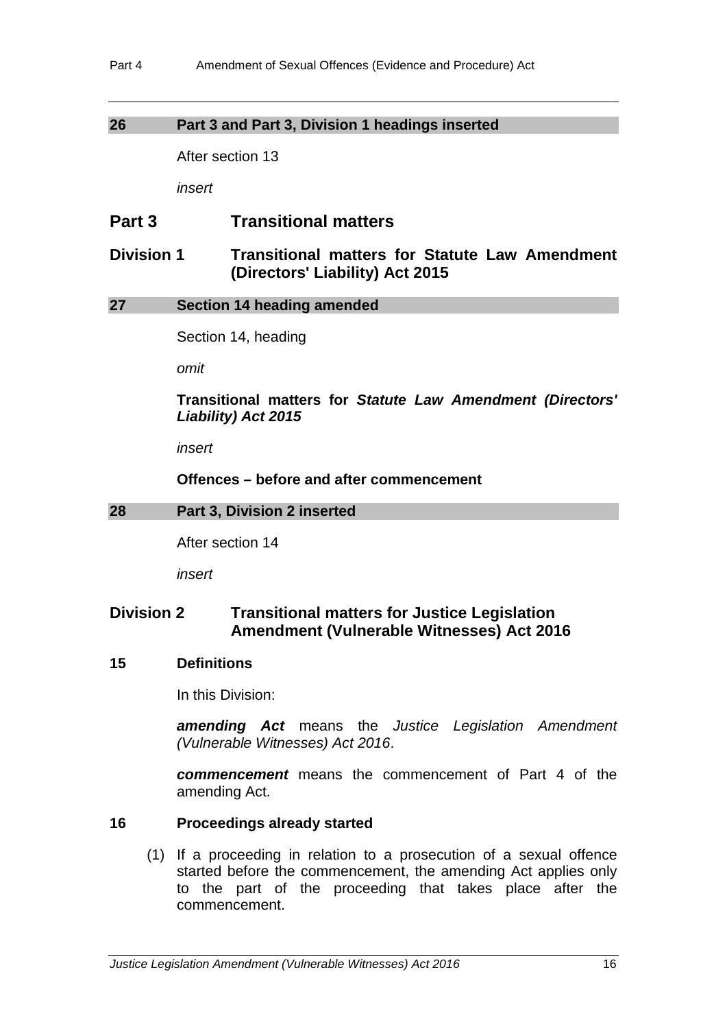### 26 Part 3 and Part 3, Division 1 headings inserted

After section 13

*insert*

## Part 3 Transitional matters

## Division 1 Transitional matters for Statute Law Amendment (Directors' Liability) Act 2015

### 27 Section 14 heading amended

Section 14, heading

*omit*

**Transitional matters for *Statute Law Amendment (Directors' Liability) Act 2015***

*insert*

**Offences – before and after commencement**

### 28 Part 3, Division 2 inserted

After section 14

*insert*

## Division 2 Transitional matters for Justice Legislation Amendment (Vulnerable Witnesses) Act 2016

### 15 Definitions

In this Division:

***amending Act*** means the *Justice Legislation Amendment (Vulnerable Witnesses) Act 2016*.

***commencement*** means the commencement of Part 4 of the amending Act.

### 16 Proceedings already started

(1) If a proceeding in relation to a prosecution of a sexual offence started before the commencement, the amending Act applies only to the part of the proceeding that takes place after the commencement.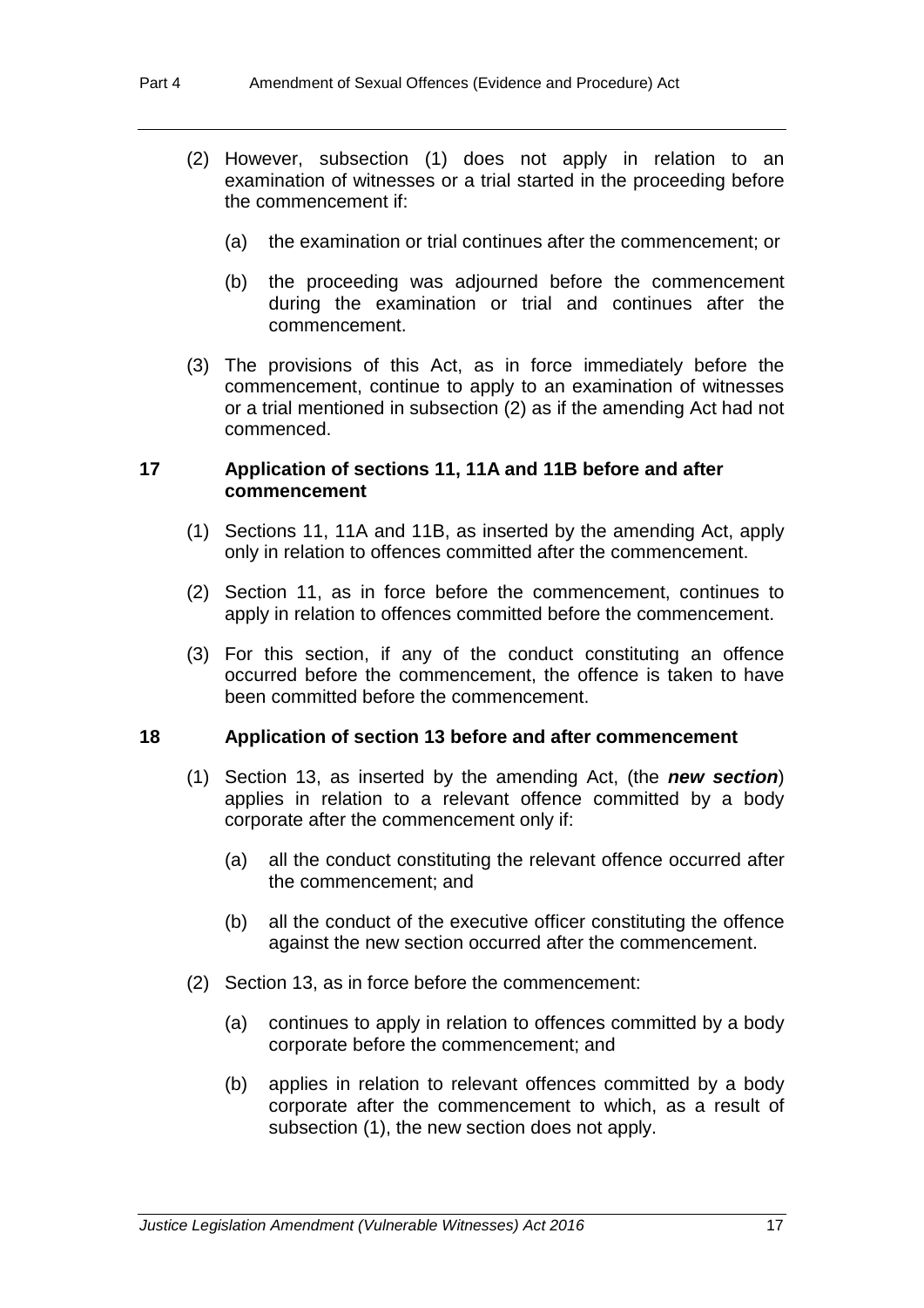(2) However, subsection (1) does not apply in relation to an examination of witnesses or a trial started in the proceeding before the commencement if:

(a) the examination or trial continues after the commencement; or

(b) the proceeding was adjourned before the commencement during the examination or trial and continues after the commencement.

(3) The provisions of this Act, as in force immediately before the commencement, continue to apply to an examination of witnesses or a trial mentioned in subsection (2) as if the amending Act had not commenced.

### 17 Application of sections 11, 11A and 11B before and after commencement

(1) Sections 11, 11A and 11B, as inserted by the amending Act, apply only in relation to offences committed after the commencement.

(2) Section 11, as in force before the commencement, continues to apply in relation to offences committed before the commencement.

(3) For this section, if any of the conduct constituting an offence occurred before the commencement, the offence is taken to have been committed before the commencement.

### 18 Application of section 13 before and after commencement

(1) Section 13, as inserted by the amending Act, (the ***new section***) applies in relation to a relevant offence committed by a body corporate after the commencement only if:

(a) all the conduct constituting the relevant offence occurred after the commencement; and

(b) all the conduct of the executive officer constituting the offence against the new section occurred after the commencement.

(2) Section 13, as in force before the commencement:

(a) continues to apply in relation to offences committed by a body corporate before the commencement; and

(b) applies in relation to relevant offences committed by a body corporate after the commencement to which, as a result of subsection (1), the new section does not apply.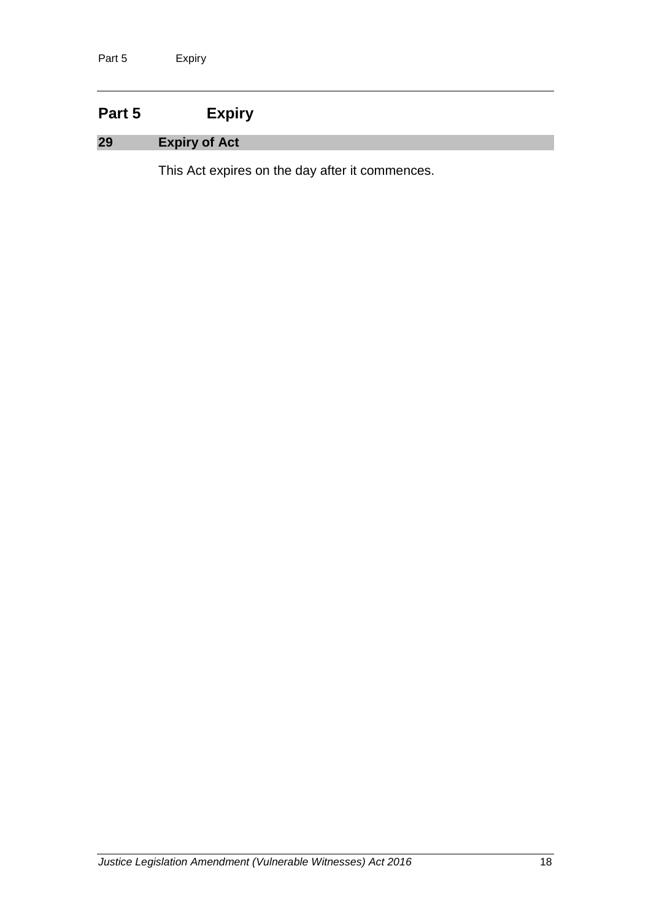## Part 5 Expiry

### 29 Expiry of Act

This Act expires on the day after it commences.